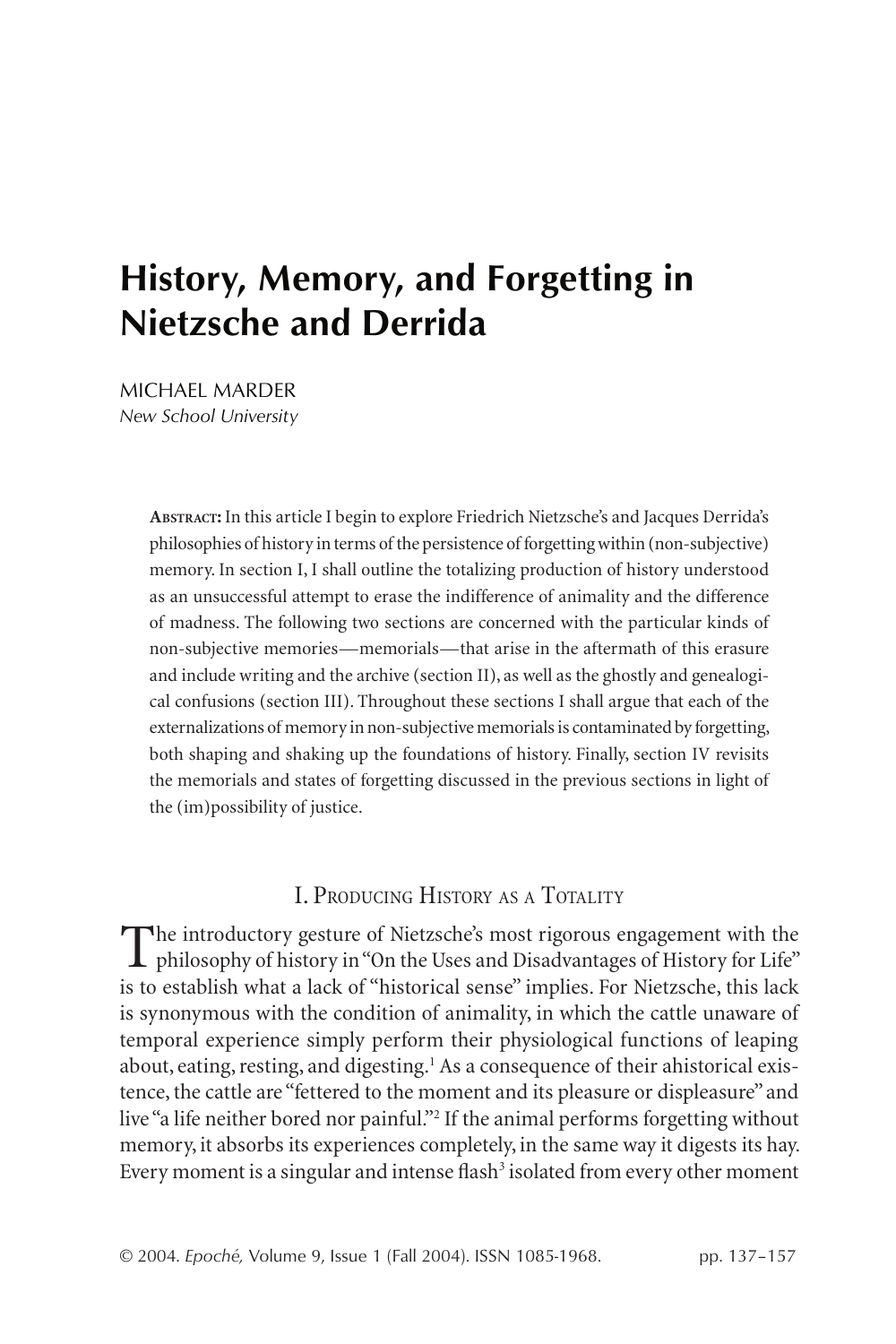# History, Memory, and Forgetting in Nietzsche and Derrida

MICHAEL MARDER
*New School University*

**Abstract:** In this article I begin to explore Friedrich Nietzsche's and Jacques Derrida's philosophies of history in terms of the persistence of forgetting within (non-subjective) memory. In section I, I shall outline the totalizing production of history understood as an unsuccessful attempt to erase the indifference of animality and the difference of madness. The following two sections are concerned with the particular kinds of non-subjective memories—memorials—that arise in the aftermath of this erasure and include writing and the archive (section II), as well as the ghostly and genealogical confusions (section III). Throughout these sections I shall argue that each of the externalizations of memory in non-subjective memorials is contaminated by forgetting, both shaping and shaking up the foundations of history. Finally, section IV revisits the memorials and states of forgetting discussed in the previous sections in light of the (im)possibility of justice.

## I. Producing History as a Totality

The introductory gesture of Nietzsche's most rigorous engagement with the philosophy of history in "On the Uses and Disadvantages of History for Life" is to establish what a lack of "historical sense" implies. For Nietzsche, this lack is synonymous with the condition of animality, in which the cattle unaware of temporal experience simply perform their physiological functions of leaping about, eating, resting, and digesting.[1] As a consequence of their ahistorical existence, the cattle are "fettered to the moment and its pleasure or displeasure" and live "a life neither bored nor painful."[2] If the animal performs forgetting without memory, it absorbs its experiences completely, in the same way it digests its hay. Every moment is a singular and intense flash[3] isolated from every other moment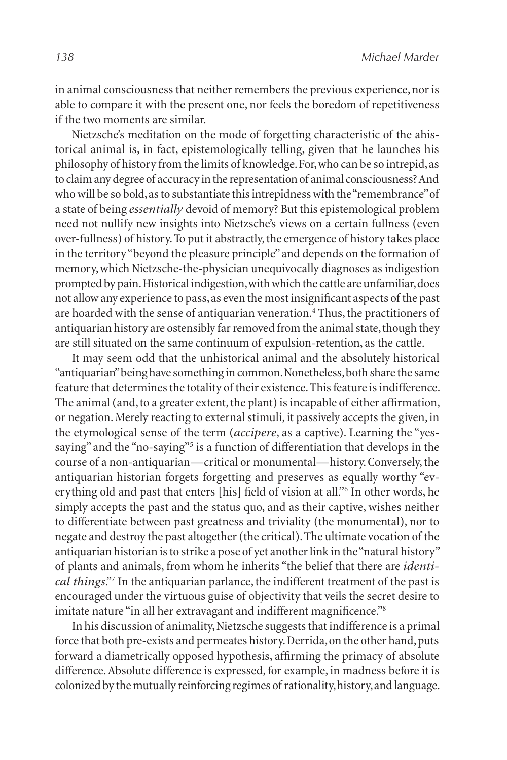in animal consciousness that neither remembers the previous experience, nor is able to compare it with the present one, nor feels the boredom of repetitiveness if the two moments are similar.

Nietzsche's meditation on the mode of forgetting characteristic of the ahistorical animal is, in fact, epistemologically telling, given that he launches his philosophy of history from the limits of knowledge. For, who can be so intrepid, as to claim any degree of accuracy in the representation of animal consciousness? And who will be so bold, as to substantiate this intrepidness with the "remembrance" of a state of being *essentially* devoid of memory? But this epistemological problem need not nullify new insights into Nietzsche's views on a certain fullness (even over-fullness) of history. To put it abstractly, the emergence of history takes place in the territory "beyond the pleasure principle" and depends on the formation of memory, which Nietzsche-the-physician unequivocally diagnoses as indigestion prompted by pain. Historical indigestion, with which the cattle are unfamiliar, does not allow any experience to pass, as even the most insignificant aspects of the past are hoarded with the sense of antiquarian veneration.[4] Thus, the practitioners of antiquarian history are ostensibly far removed from the animal state, though they are still situated on the same continuum of expulsion-retention, as the cattle.

It may seem odd that the unhistorical animal and the absolutely historical "antiquarian" being have something in common. Nonetheless, both share the same feature that determines the totality of their existence. This feature is indifference. The animal (and, to a greater extent, the plant) is incapable of either affirmation, or negation. Merely reacting to external stimuli, it passively accepts the given, in the etymological sense of the term (*accipere*, as a captive). Learning the "yes-saying" and the "no-saying"[5] is a function of differentiation that develops in the course of a non-antiquarian—critical or monumental—history. Conversely, the antiquarian historian forgets forgetting and preserves as equally worthy "everything old and past that enters [his] field of vision at all."[6] In other words, he simply accepts the past and the status quo, and as their captive, wishes neither to differentiate between past greatness and triviality (the monumental), nor to negate and destroy the past altogether (the critical). The ultimate vocation of the antiquarian historian is to strike a pose of yet another link in the "natural history" of plants and animals, from whom he inherits "the belief that there are *identical things*."[7] In the antiquarian parlance, the indifferent treatment of the past is encouraged under the virtuous guise of objectivity that veils the secret desire to imitate nature "in all her extravagant and indifferent magnificence."[8]

In his discussion of animality, Nietzsche suggests that indifference is a primal force that both pre-exists and permeates history. Derrida, on the other hand, puts forward a diametrically opposed hypothesis, affirming the primacy of absolute difference. Absolute difference is expressed, for example, in madness before it is colonized by the mutually reinforcing regimes of rationality, history, and language.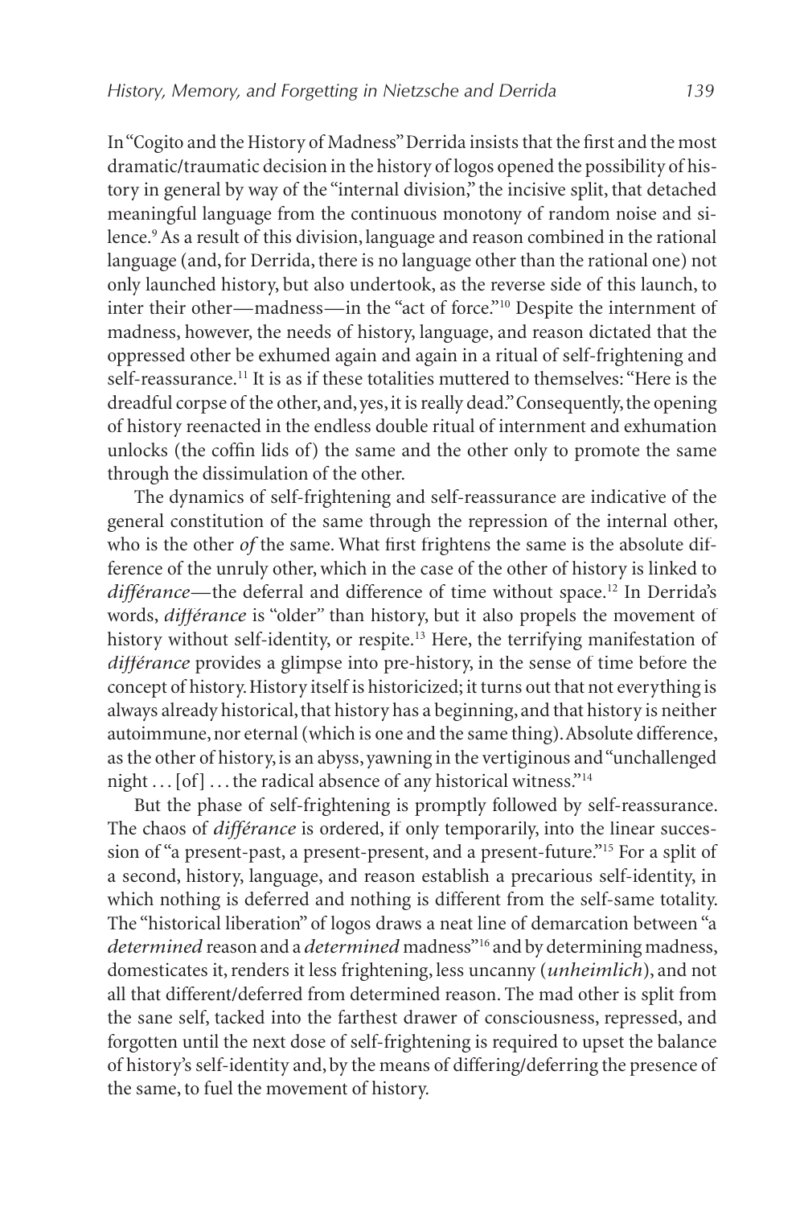In "Cogito and the History of Madness" Derrida insists that the first and the most dramatic/traumatic decision in the history of logos opened the possibility of history in general by way of the "internal division," the incisive split, that detached meaningful language from the continuous monotony of random noise and silence.[9] As a result of this division, language and reason combined in the rational language (and, for Derrida, there is no language other than the rational one) not only launched history, but also undertook, as the reverse side of this launch, to inter their other—madness—in the "act of force."[10] Despite the internment of madness, however, the needs of history, language, and reason dictated that the oppressed other be exhumed again and again in a ritual of self-frightening and self-reassurance.[11] It is as if these totalities muttered to themselves: "Here is the dreadful corpse of the other, and, yes, it is really dead." Consequently, the opening of history reenacted in the endless double ritual of internment and exhumation unlocks (the coffin lids of) the same and the other only to promote the same through the dissimulation of the other.

The dynamics of self-frightening and self-reassurance are indicative of the general constitution of the same through the repression of the internal other, who is the other *of* the same. What first frightens the same is the absolute difference of the unruly other, which in the case of the other of history is linked to *différance*—the deferral and difference of time without space.[12] In Derrida's words, *différance* is "older" than history, but it also propels the movement of history without self-identity, or respite.[13] Here, the terrifying manifestation of *différance* provides a glimpse into pre-history, in the sense of time before the concept of history. History itself is historicized; it turns out that not everything is always already historical, that history has a beginning, and that history is neither autoimmune, nor eternal (which is one and the same thing). Absolute difference, as the other of history, is an abyss, yawning in the vertiginous and "unchallenged night . . . [of] . . . the radical absence of any historical witness."[14]

But the phase of self-frightening is promptly followed by self-reassurance. The chaos of *différance* is ordered, if only temporarily, into the linear succession of "a present-past, a present-present, and a present-future."[15] For a split of a second, history, language, and reason establish a precarious self-identity, in which nothing is deferred and nothing is different from the self-same totality. The "historical liberation" of logos draws a neat line of demarcation between "a *determined* reason and a *determined* madness"[16] and by determining madness, domesticates it, renders it less frightening, less uncanny (*unheimlich*), and not all that different/deferred from determined reason. The mad other is split from the sane self, tacked into the farthest drawer of consciousness, repressed, and forgotten until the next dose of self-frightening is required to upset the balance of history's self-identity and, by the means of differing/deferring the presence of the same, to fuel the movement of history.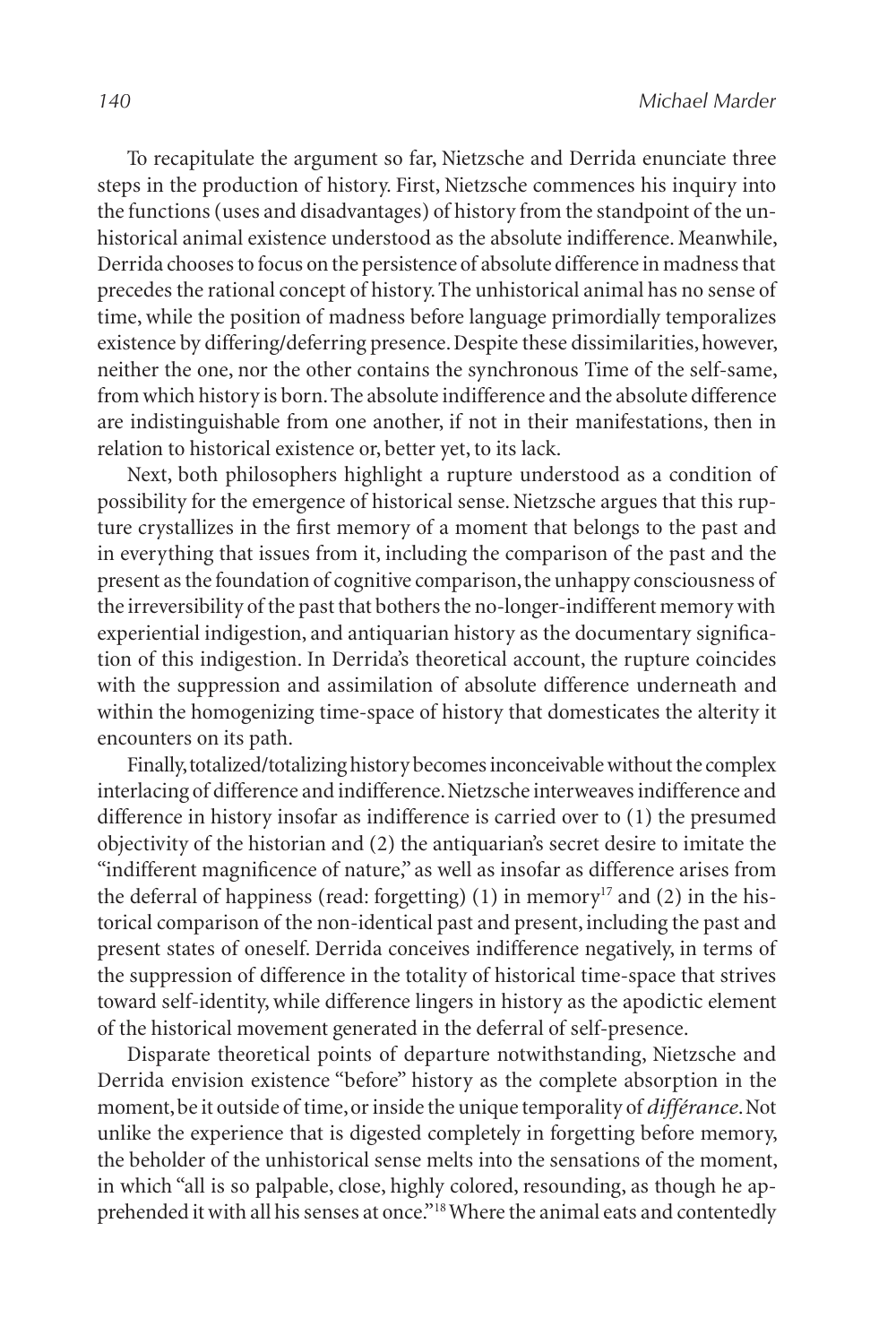To recapitulate the argument so far, Nietzsche and Derrida enunciate three steps in the production of history. First, Nietzsche commences his inquiry into the functions (uses and disadvantages) of history from the standpoint of the unhistorical animal existence understood as the absolute indifference. Meanwhile, Derrida chooses to focus on the persistence of absolute difference in madness that precedes the rational concept of history. The unhistorical animal has no sense of time, while the position of madness before language primordially temporalizes existence by differing/deferring presence. Despite these dissimilarities, however, neither the one, nor the other contains the synchronous Time of the self-same, from which history is born. The absolute indifference and the absolute difference are indistinguishable from one another, if not in their manifestations, then in relation to historical existence or, better yet, to its lack.

Next, both philosophers highlight a rupture understood as a condition of possibility for the emergence of historical sense. Nietzsche argues that this rupture crystallizes in the first memory of a moment that belongs to the past and in everything that issues from it, including the comparison of the past and the present as the foundation of cognitive comparison, the unhappy consciousness of the irreversibility of the past that bothers the no-longer-indifferent memory with experiential indigestion, and antiquarian history as the documentary signification of this indigestion. In Derrida's theoretical account, the rupture coincides with the suppression and assimilation of absolute difference underneath and within the homogenizing time-space of history that domesticates the alterity it encounters on its path.

Finally, totalized/totalizing history becomes inconceivable without the complex interlacing of difference and indifference. Nietzsche interweaves indifference and difference in history insofar as indifference is carried over to (1) the presumed objectivity of the historian and (2) the antiquarian's secret desire to imitate the "indifferent magnificence of nature," as well as insofar as difference arises from the deferral of happiness (read: forgetting) (1) in memory[17] and (2) in the historical comparison of the non-identical past and present, including the past and present states of oneself. Derrida conceives indifference negatively, in terms of the suppression of difference in the totality of historical time-space that strives toward self-identity, while difference lingers in history as the apodictic element of the historical movement generated in the deferral of self-presence.

Disparate theoretical points of departure notwithstanding, Nietzsche and Derrida envision existence "before" history as the complete absorption in the moment, be it outside of time, or inside the unique temporality of *différance*. Not unlike the experience that is digested completely in forgetting before memory, the beholder of the unhistorical sense melts into the sensations of the moment, in which "all is so palpable, close, highly colored, resounding, as though he apprehended it with all his senses at once."[18] Where the animal eats and contentedly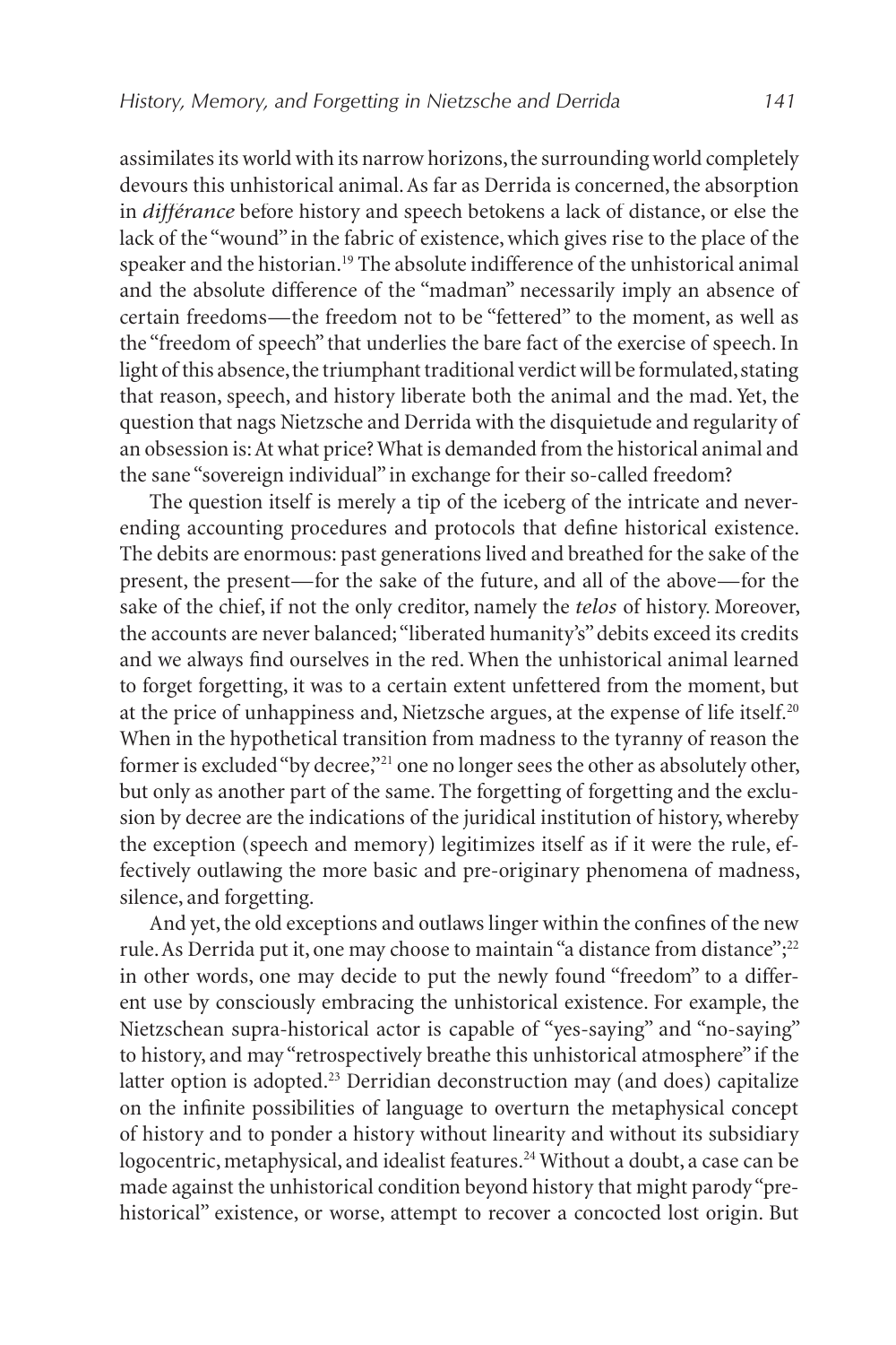assimilates its world with its narrow horizons, the surrounding world completely devours this unhistorical animal. As far as Derrida is concerned, the absorption in *différance* before history and speech betokens a lack of distance, or else the lack of the "wound" in the fabric of existence, which gives rise to the place of the speaker and the historian.[19] The absolute indifference of the unhistorical animal and the absolute difference of the "madman" necessarily imply an absence of certain freedoms—the freedom not to be "fettered" to the moment, as well as the "freedom of speech" that underlies the bare fact of the exercise of speech. In light of this absence, the triumphant traditional verdict will be formulated, stating that reason, speech, and history liberate both the animal and the mad. Yet, the question that nags Nietzsche and Derrida with the disquietude and regularity of an obsession is: At what price? What is demanded from the historical animal and the sane "sovereign individual" in exchange for their so-called freedom?

The question itself is merely a tip of the iceberg of the intricate and never-ending accounting procedures and protocols that define historical existence. The debits are enormous: past generations lived and breathed for the sake of the present, the present—for the sake of the future, and all of the above—for the sake of the chief, if not the only creditor, namely the *telos* of history. Moreover, the accounts are never balanced; "liberated humanity's" debits exceed its credits and we always find ourselves in the red. When the unhistorical animal learned to forget forgetting, it was to a certain extent unfettered from the moment, but at the price of unhappiness and, Nietzsche argues, at the expense of life itself.[20] When in the hypothetical transition from madness to the tyranny of reason the former is excluded "by decree,"[21] one no longer sees the other as absolutely other, but only as another part of the same. The forgetting of forgetting and the exclusion by decree are the indications of the juridical institution of history, whereby the exception (speech and memory) legitimizes itself as if it were the rule, effectively outlawing the more basic and pre-originary phenomena of madness, silence, and forgetting.

And yet, the old exceptions and outlaws linger within the confines of the new rule. As Derrida put it, one may choose to maintain "a distance from distance";[22] in other words, one may decide to put the newly found "freedom" to a different use by consciously embracing the unhistorical existence. For example, the Nietzschean supra-historical actor is capable of "yes-saying" and "no-saying" to history, and may "retrospectively breathe this unhistorical atmosphere" if the latter option is adopted.[23] Derridian deconstruction may (and does) capitalize on the infinite possibilities of language to overturn the metaphysical concept of history and to ponder a history without linearity and without its subsidiary logocentric, metaphysical, and idealist features.[24] Without a doubt, a case can be made against the unhistorical condition beyond history that might parody "pre-historical" existence, or worse, attempt to recover a concocted lost origin. But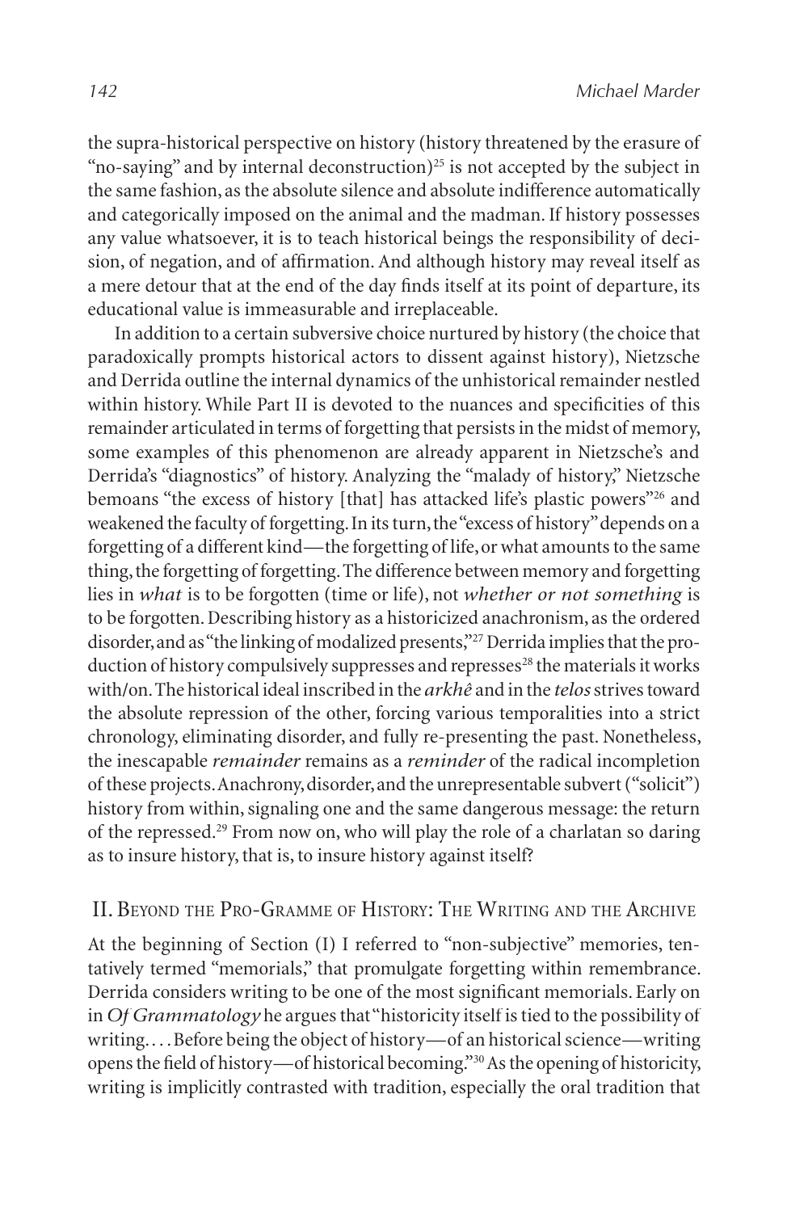the supra-historical perspective on history (history threatened by the erasure of "no-saying" and by internal deconstruction)[25] is not accepted by the subject in the same fashion, as the absolute silence and absolute indifference automatically and categorically imposed on the animal and the madman. If history possesses any value whatsoever, it is to teach historical beings the responsibility of decision, of negation, and of affirmation. And although history may reveal itself as a mere detour that at the end of the day finds itself at its point of departure, its educational value is immeasurable and irreplaceable.

In addition to a certain subversive choice nurtured by history (the choice that paradoxically prompts historical actors to dissent against history), Nietzsche and Derrida outline the internal dynamics of the unhistorical remainder nestled within history. While Part II is devoted to the nuances and specificities of this remainder articulated in terms of forgetting that persists in the midst of memory, some examples of this phenomenon are already apparent in Nietzsche's and Derrida's "diagnostics" of history. Analyzing the "malady of history," Nietzsche bemoans "the excess of history [that] has attacked life's plastic powers"[26] and weakened the faculty of forgetting. In its turn, the "excess of history" depends on a forgetting of a different kind—the forgetting of life, or what amounts to the same thing, the forgetting of forgetting. The difference between memory and forgetting lies in *what* is to be forgotten (time or life), not *whether or not something* is to be forgotten. Describing history as a historicized anachronism, as the ordered disorder, and as "the linking of modalized presents,"[27] Derrida implies that the production of history compulsively suppresses and represses[28] the materials it works with/on. The historical ideal inscribed in the *arkhê* and in the *telos* strives toward the absolute repression of the other, forcing various temporalities into a strict chronology, eliminating disorder, and fully re-presenting the past. Nonetheless, the inescapable *remainder* remains as a *reminder* of the radical incompletion of these projects. Anachrony, disorder, and the unrepresentable subvert ("solicit") history from within, signaling one and the same dangerous message: the return of the repressed.[29] From now on, who will play the role of a charlatan so daring as to insure history, that is, to insure history against itself?

## II. Beyond the Pro-Gramme of History: The Writing and the Archive

At the beginning of Section (I) I referred to "non-subjective" memories, tentatively termed "memorials," that promulgate forgetting within remembrance. Derrida considers writing to be one of the most significant memorials. Early on in *Of Grammatology* he argues that "historicity itself is tied to the possibility of writing. . . . Before being the object of history—of an historical science—writing opens the field of history—of historical becoming."[30] As the opening of historicity, writing is implicitly contrasted with tradition, especially the oral tradition that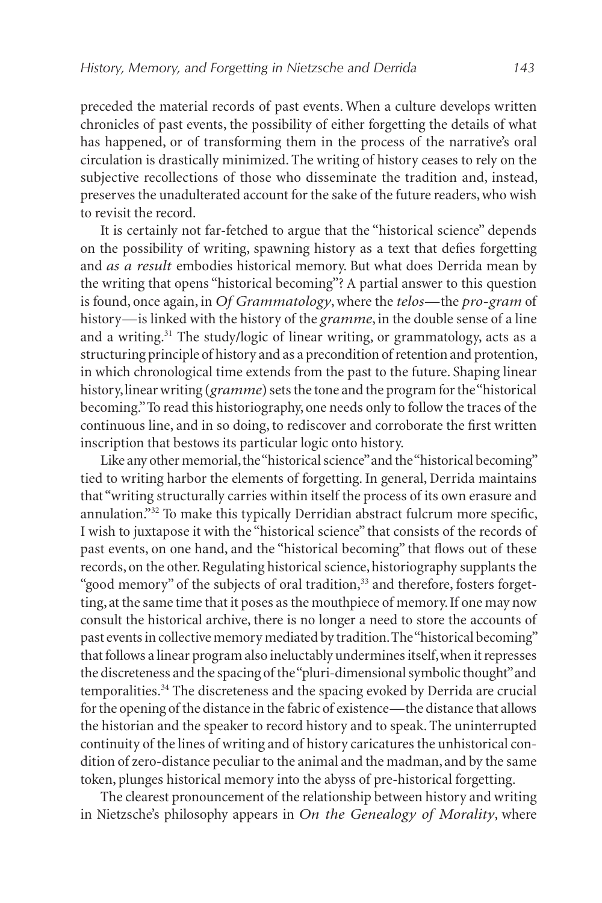preceded the material records of past events. When a culture develops written chronicles of past events, the possibility of either forgetting the details of what has happened, or of transforming them in the process of the narrative's oral circulation is drastically minimized. The writing of history ceases to rely on the subjective recollections of those who disseminate the tradition and, instead, preserves the unadulterated account for the sake of the future readers, who wish to revisit the record.

It is certainly not far-fetched to argue that the "historical science" depends on the possibility of writing, spawning history as a text that defies forgetting and *as a result* embodies historical memory. But what does Derrida mean by the writing that opens "historical becoming"? A partial answer to this question is found, once again, in *Of Grammatology*, where the *telos*—the *pro-gram* of history—is linked with the history of the *gramme*, in the double sense of a line and a writing.[31] The study/logic of linear writing, or grammatology, acts as a structuring principle of history and as a precondition of retention and protention, in which chronological time extends from the past to the future. Shaping linear history, linear writing (*gramme*) sets the tone and the program for the "historical becoming." To read this historiography, one needs only to follow the traces of the continuous line, and in so doing, to rediscover and corroborate the first written inscription that bestows its particular logic onto history.

Like any other memorial, the "historical science" and the "historical becoming" tied to writing harbor the elements of forgetting. In general, Derrida maintains that "writing structurally carries within itself the process of its own erasure and annulation."[32] To make this typically Derridian abstract fulcrum more specific, I wish to juxtapose it with the "historical science" that consists of the records of past events, on one hand, and the "historical becoming" that flows out of these records, on the other. Regulating historical science, historiography supplants the "good memory" of the subjects of oral tradition,[33] and therefore, fosters forgetting, at the same time that it poses as the mouthpiece of memory. If one may now consult the historical archive, there is no longer a need to store the accounts of past events in collective memory mediated by tradition. The "historical becoming" that follows a linear program also ineluctably undermines itself, when it represses the discreteness and the spacing of the "pluri-dimensional symbolic thought" and temporalities.[34] The discreteness and the spacing evoked by Derrida are crucial for the opening of the distance in the fabric of existence—the distance that allows the historian and the speaker to record history and to speak. The uninterrupted continuity of the lines of writing and of history caricatures the unhistorical condition of zero-distance peculiar to the animal and the madman, and by the same token, plunges historical memory into the abyss of pre-historical forgetting.

The clearest pronouncement of the relationship between history and writing in Nietzsche's philosophy appears in *On the Genealogy of Morality*, where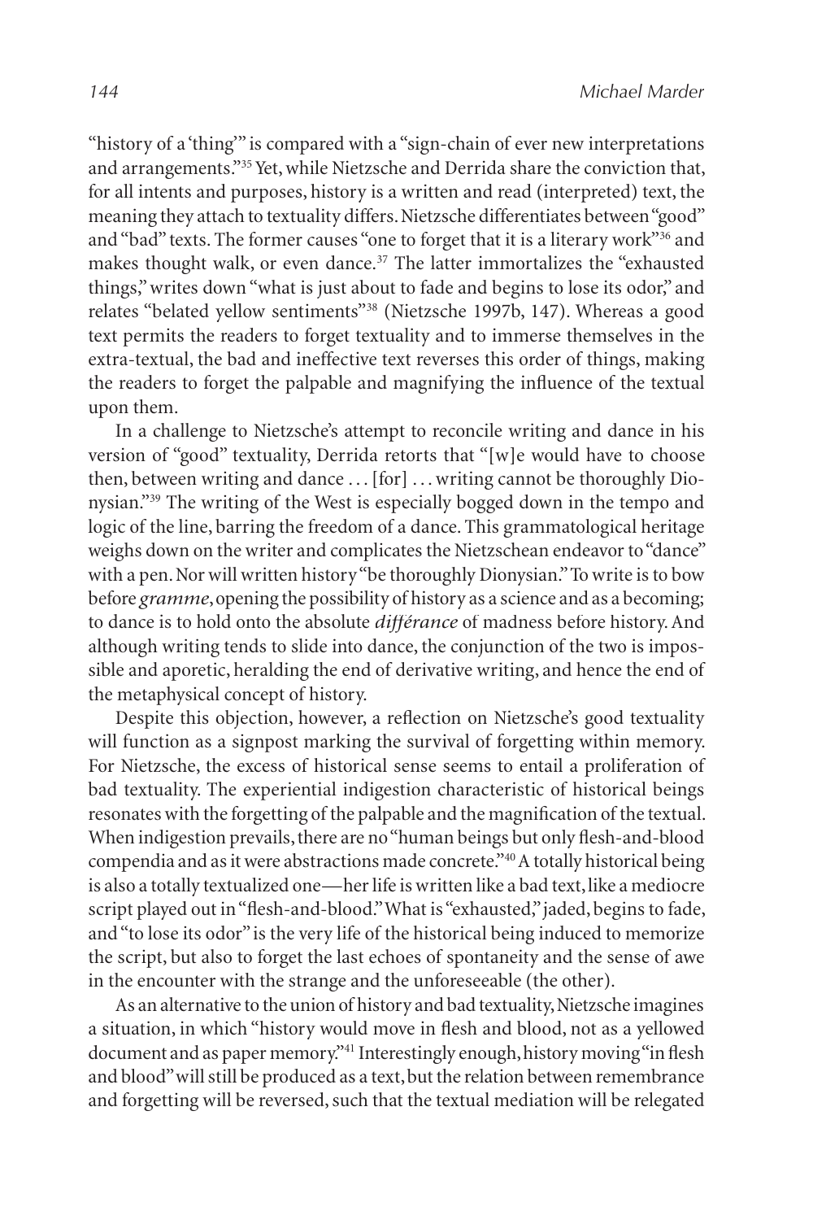"history of a 'thing'" is compared with a "sign-chain of ever new interpretations and arrangements."[35] Yet, while Nietzsche and Derrida share the conviction that, for all intents and purposes, history is a written and read (interpreted) text, the meaning they attach to textuality differs. Nietzsche differentiates between "good" and "bad" texts. The former causes "one to forget that it is a literary work"[36] and makes thought walk, or even dance.[37] The latter immortalizes the "exhausted things," writes down "what is just about to fade and begins to lose its odor," and relates "belated yellow sentiments"[38] (Nietzsche 1997b, 147). Whereas a good text permits the readers to forget textuality and to immerse themselves in the extra-textual, the bad and ineffective text reverses this order of things, making the readers to forget the palpable and magnifying the influence of the textual upon them.

In a challenge to Nietzsche's attempt to reconcile writing and dance in his version of "good" textuality, Derrida retorts that "[w]e would have to choose then, between writing and dance . . . [for] . . . writing cannot be thoroughly Dionysian."[39] The writing of the West is especially bogged down in the tempo and logic of the line, barring the freedom of a dance. This grammatological heritage weighs down on the writer and complicates the Nietzschean endeavor to "dance" with a pen. Nor will written history "be thoroughly Dionysian." To write is to bow before *gramme*, opening the possibility of history as a science and as a becoming; to dance is to hold onto the absolute *différance* of madness before history. And although writing tends to slide into dance, the conjunction of the two is impossible and aporetic, heralding the end of derivative writing, and hence the end of the metaphysical concept of history.

Despite this objection, however, a reflection on Nietzsche's good textuality will function as a signpost marking the survival of forgetting within memory. For Nietzsche, the excess of historical sense seems to entail a proliferation of bad textuality. The experiential indigestion characteristic of historical beings resonates with the forgetting of the palpable and the magnification of the textual. When indigestion prevails, there are no "human beings but only flesh-and-blood compendia and as it were abstractions made concrete."[40] A totally historical being is also a totally textualized one—her life is written like a bad text, like a mediocre script played out in "flesh-and-blood." What is "exhausted," jaded, begins to fade, and "to lose its odor" is the very life of the historical being induced to memorize the script, but also to forget the last echoes of spontaneity and the sense of awe in the encounter with the strange and the unforeseeable (the other).

As an alternative to the union of history and bad textuality, Nietzsche imagines a situation, in which "history would move in flesh and blood, not as a yellowed document and as paper memory."[41] Interestingly enough, history moving "in flesh and blood" will still be produced as a text, but the relation between remembrance and forgetting will be reversed, such that the textual mediation will be relegated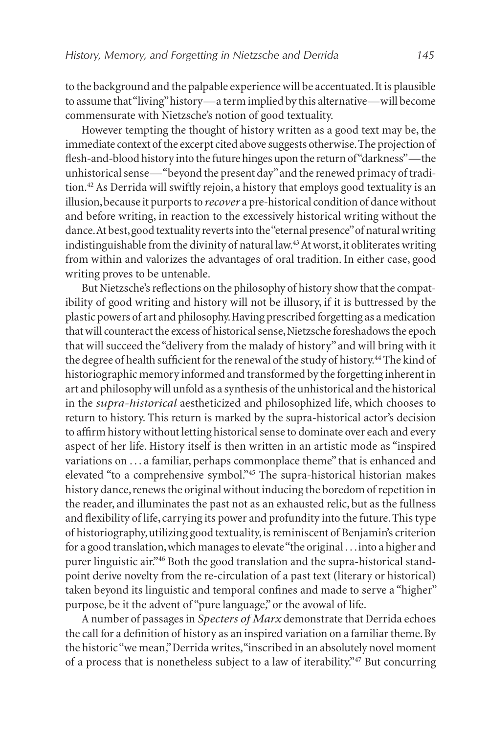to the background and the palpable experience will be accentuated. It is plausible to assume that "living" history—a term implied by this alternative—will become commensurate with Nietzsche's notion of good textuality.

However tempting the thought of history written as a good text may be, the immediate context of the excerpt cited above suggests otherwise. The projection of flesh-and-blood history into the future hinges upon the return of "darkness"—the unhistorical sense—"beyond the present day" and the renewed primacy of tradition.[42] As Derrida will swiftly rejoin, a history that employs good textuality is an illusion, because it purports to *recover* a pre-historical condition of dance without and before writing, in reaction to the excessively historical writing without the dance. At best, good textuality reverts into the "eternal presence" of natural writing indistinguishable from the divinity of natural law.[43] At worst, it obliterates writing from within and valorizes the advantages of oral tradition. In either case, good writing proves to be untenable.

But Nietzsche's reflections on the philosophy of history show that the compatibility of good writing and history will not be illusory, if it is buttressed by the plastic powers of art and philosophy. Having prescribed forgetting as a medication that will counteract the excess of historical sense, Nietzsche foreshadows the epoch that will succeed the "delivery from the malady of history" and will bring with it the degree of health sufficient for the renewal of the study of history.[44] The kind of historiographic memory informed and transformed by the forgetting inherent in art and philosophy will unfold as a synthesis of the unhistorical and the historical in the *supra-historical* aestheticized and philosophized life, which chooses to return to history. This return is marked by the supra-historical actor's decision to affirm history without letting historical sense to dominate over each and every aspect of her life. History itself is then written in an artistic mode as "inspired variations on . . . a familiar, perhaps commonplace theme" that is enhanced and elevated "to a comprehensive symbol."[45] The supra-historical historian makes history dance, renews the original without inducing the boredom of repetition in the reader, and illuminates the past not as an exhausted relic, but as the fullness and flexibility of life, carrying its power and profundity into the future. This type of historiography, utilizing good textuality, is reminiscent of Benjamin's criterion for a good translation, which manages to elevate "the original . . . into a higher and purer linguistic air."[46] Both the good translation and the supra-historical standpoint derive novelty from the re-circulation of a past text (literary or historical) taken beyond its linguistic and temporal confines and made to serve a "higher" purpose, be it the advent of "pure language," or the avowal of life.

A number of passages in *Specters of Marx* demonstrate that Derrida echoes the call for a definition of history as an inspired variation on a familiar theme. By the historic "we mean," Derrida writes, "inscribed in an absolutely novel moment of a process that is nonetheless subject to a law of iterability."[47] But concurring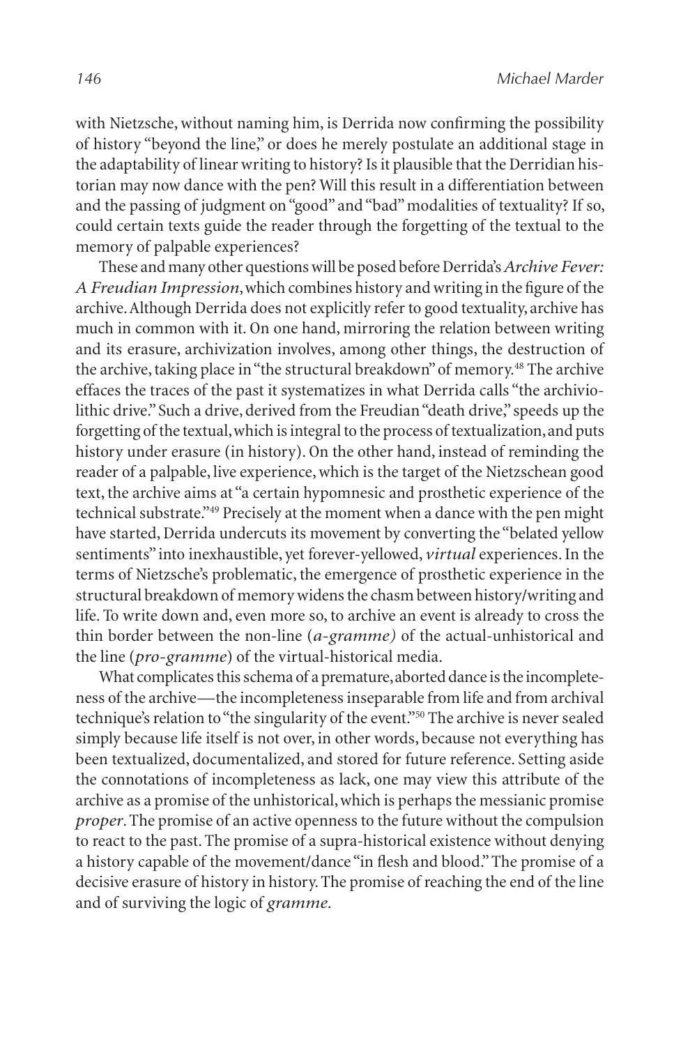with Nietzsche, without naming him, is Derrida now confirming the possibility of history "beyond the line," or does he merely postulate an additional stage in the adaptability of linear writing to history? Is it plausible that the Derridian historian may now dance with the pen? Will this result in a differentiation between and the passing of judgment on "good" and "bad" modalities of textuality? If so, could certain texts guide the reader through the forgetting of the textual to the memory of palpable experiences?

These and many other questions will be posed before Derrida's *Archive Fever: A Freudian Impression*, which combines history and writing in the figure of the archive. Although Derrida does not explicitly refer to good textuality, archive has much in common with it. On one hand, mirroring the relation between writing and its erasure, archivization involves, among other things, the destruction of the archive, taking place in "the structural breakdown" of memory.[48] The archive effaces the traces of the past it systematizes in what Derrida calls "the archiviolithic drive." Such a drive, derived from the Freudian "death drive," speeds up the forgetting of the textual, which is integral to the process of textualization, and puts history under erasure (in history). On the other hand, instead of reminding the reader of a palpable, live experience, which is the target of the Nietzschean good text, the archive aims at "a certain hypomnesic and prosthetic experience of the technical substrate."[49] Precisely at the moment when a dance with the pen might have started, Derrida undercuts its movement by converting the "belated yellow sentiments" into inexhaustible, yet forever-yellowed, *virtual* experiences. In the terms of Nietzsche's problematic, the emergence of prosthetic experience in the structural breakdown of memory widens the chasm between history/writing and life. To write down and, even more so, to archive an event is already to cross the thin border between the non-line (*a-gramme)* of the actual-unhistorical and the line (*pro-gramme*) of the virtual-historical media.

What complicates this schema of a premature, aborted dance is the incompleteness of the archive—the incompleteness inseparable from life and from archival technique's relation to "the singularity of the event."[50] The archive is never sealed simply because life itself is not over, in other words, because not everything has been textualized, documentalized, and stored for future reference. Setting aside the connotations of incompleteness as lack, one may view this attribute of the archive as a promise of the unhistorical, which is perhaps the messianic promise *proper*. The promise of an active openness to the future without the compulsion to react to the past. The promise of a supra-historical existence without denying a history capable of the movement/dance "in flesh and blood." The promise of a decisive erasure of history in history. The promise of reaching the end of the line and of surviving the logic of *gramme*.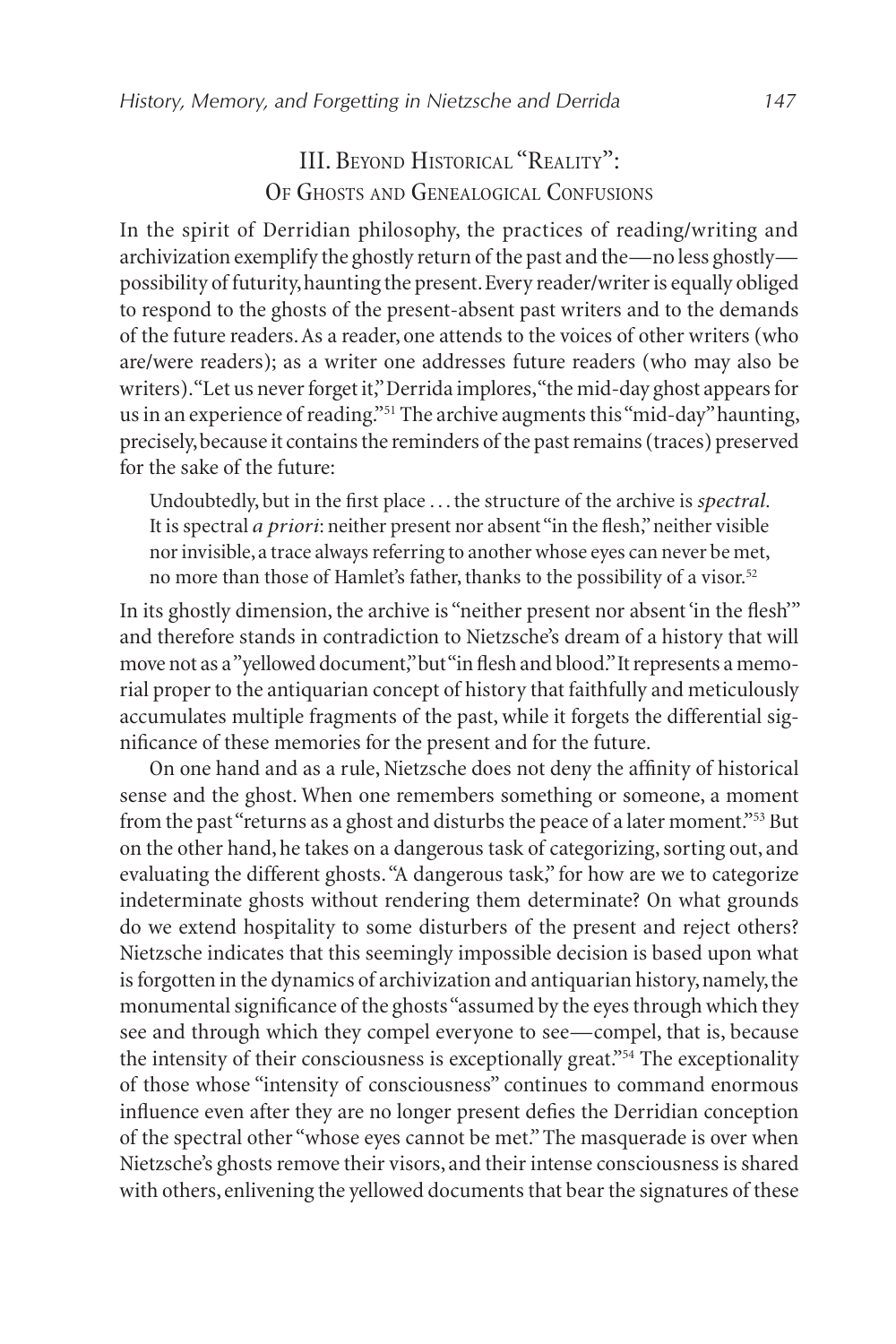## III. Beyond Historical "Reality": Of Ghosts and Genealogical Confusions

In the spirit of Derridian philosophy, the practices of reading/writing and archivization exemplify the ghostly return of the past and the—no less ghostly—possibility of futurity, haunting the present. Every reader/writer is equally obliged to respond to the ghosts of the present-absent past writers and to the demands of the future readers. As a reader, one attends to the voices of other writers (who are/were readers); as a writer one addresses future readers (who may also be writers). "Let us never forget it," Derrida implores, "the mid-day ghost appears for us in an experience of reading."[51] The archive augments this "mid-day" haunting, precisely, because it contains the reminders of the past remains (traces) preserved for the sake of the future:

> Undoubtedly, but in the first place . . . the structure of the archive is *spectral*. It is spectral *a priori*: neither present nor absent "in the flesh," neither visible nor invisible, a trace always referring to another whose eyes can never be met, no more than those of Hamlet's father, thanks to the possibility of a visor.[52]

In its ghostly dimension, the archive is "neither present nor absent 'in the flesh'" and therefore stands in contradiction to Nietzsche's dream of a history that will move not as a "yellowed document," but "in flesh and blood." It represents a memorial proper to the antiquarian concept of history that faithfully and meticulously accumulates multiple fragments of the past, while it forgets the differential significance of these memories for the present and for the future.

On one hand and as a rule, Nietzsche does not deny the affinity of historical sense and the ghost. When one remembers something or someone, a moment from the past "returns as a ghost and disturbs the peace of a later moment."[53] But on the other hand, he takes on a dangerous task of categorizing, sorting out, and evaluating the different ghosts. "A dangerous task," for how are we to categorize indeterminate ghosts without rendering them determinate? On what grounds do we extend hospitality to some disturbers of the present and reject others? Nietzsche indicates that this seemingly impossible decision is based upon what is forgotten in the dynamics of archivization and antiquarian history, namely, the monumental significance of the ghosts "assumed by the eyes through which they see and through which they compel everyone to see—compel, that is, because the intensity of their consciousness is exceptionally great."[54] The exceptionality of those whose "intensity of consciousness" continues to command enormous influence even after they are no longer present defies the Derridian conception of the spectral other "whose eyes cannot be met." The masquerade is over when Nietzsche's ghosts remove their visors, and their intense consciousness is shared with others, enlivening the yellowed documents that bear the signatures of these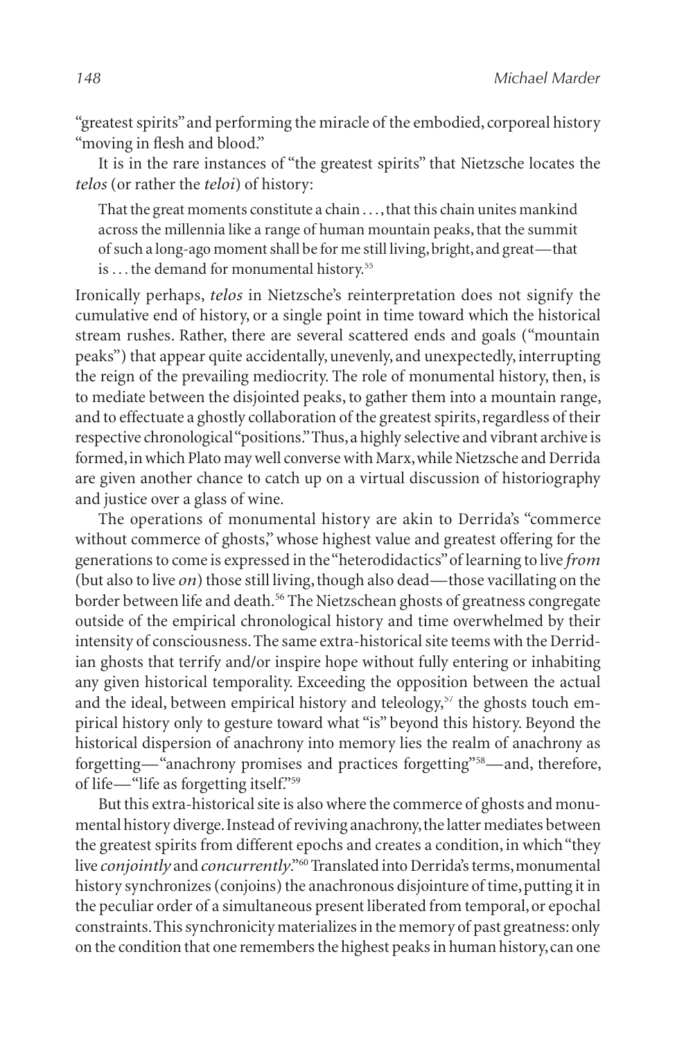"greatest spirits" and performing the miracle of the embodied, corporeal history "moving in flesh and blood."

It is in the rare instances of "the greatest spirits" that Nietzsche locates the *telos* (or rather the *teloi*) of history:

> That the great moments constitute a chain . . . , that this chain unites mankind across the millennia like a range of human mountain peaks, that the summit of such a long-ago moment shall be for me still living, bright, and great—that is . . . the demand for monumental history.[55]

Ironically perhaps, *telos* in Nietzsche's reinterpretation does not signify the cumulative end of history, or a single point in time toward which the historical stream rushes. Rather, there are several scattered ends and goals ("mountain peaks") that appear quite accidentally, unevenly, and unexpectedly, interrupting the reign of the prevailing mediocrity. The role of monumental history, then, is to mediate between the disjointed peaks, to gather them into a mountain range, and to effectuate a ghostly collaboration of the greatest spirits, regardless of their respective chronological "positions." Thus, a highly selective and vibrant archive is formed, in which Plato may well converse with Marx, while Nietzsche and Derrida are given another chance to catch up on a virtual discussion of historiography and justice over a glass of wine.

The operations of monumental history are akin to Derrida's "commerce without commerce of ghosts," whose highest value and greatest offering for the generations to come is expressed in the "heterodidactics" of learning to live *from* (but also to live *on*) those still living, though also dead—those vacillating on the border between life and death.[56] The Nietzschean ghosts of greatness congregate outside of the empirical chronological history and time overwhelmed by their intensity of consciousness. The same extra-historical site teems with the Derridian ghosts that terrify and/or inspire hope without fully entering or inhabiting any given historical temporality. Exceeding the opposition between the actual and the ideal, between empirical history and teleology,[57] the ghosts touch empirical history only to gesture toward what "is" beyond this history. Beyond the historical dispersion of anachrony into memory lies the realm of anachrony as forgetting—"anachrony promises and practices forgetting"[58]—and, therefore, of life—"life as forgetting itself."[59]

But this extra-historical site is also where the commerce of ghosts and monumental history diverge. Instead of reviving anachrony, the latter mediates between the greatest spirits from different epochs and creates a condition, in which "they live *conjointly* and *concurrently*."[60] Translated into Derrida's terms, monumental history synchronizes (conjoins) the anachronous disjointure of time, putting it in the peculiar order of a simultaneous present liberated from temporal, or epochal constraints. This synchronicity materializes in the memory of past greatness: only on the condition that one remembers the highest peaks in human history, can one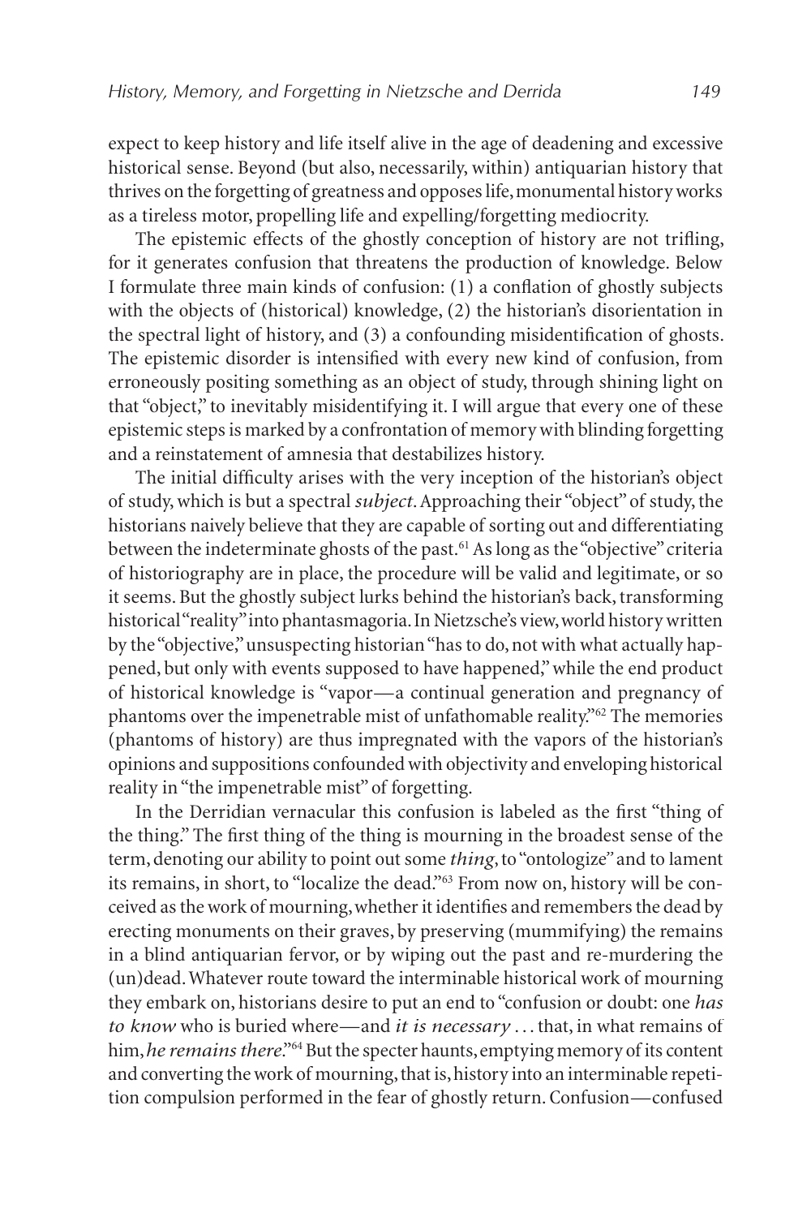expect to keep history and life itself alive in the age of deadening and excessive historical sense. Beyond (but also, necessarily, within) antiquarian history that thrives on the forgetting of greatness and opposes life, monumental history works as a tireless motor, propelling life and expelling/forgetting mediocrity.

The epistemic effects of the ghostly conception of history are not trifling, for it generates confusion that threatens the production of knowledge. Below I formulate three main kinds of confusion: (1) a conflation of ghostly subjects with the objects of (historical) knowledge, (2) the historian's disorientation in the spectral light of history, and (3) a confounding misidentification of ghosts. The epistemic disorder is intensified with every new kind of confusion, from erroneously positing something as an object of study, through shining light on that "object," to inevitably misidentifying it. I will argue that every one of these epistemic steps is marked by a confrontation of memory with blinding forgetting and a reinstatement of amnesia that destabilizes history.

The initial difficulty arises with the very inception of the historian's object of study, which is but a spectral *subject*. Approaching their "object" of study, the historians naively believe that they are capable of sorting out and differentiating between the indeterminate ghosts of the past.[61] As long as the "objective" criteria of historiography are in place, the procedure will be valid and legitimate, or so it seems. But the ghostly subject lurks behind the historian's back, transforming historical "reality" into phantasmagoria. In Nietzsche's view, world history written by the "objective," unsuspecting historian "has to do, not with what actually happened, but only with events supposed to have happened," while the end product of historical knowledge is "vapor—a continual generation and pregnancy of phantoms over the impenetrable mist of unfathomable reality."[62] The memories (phantoms of history) are thus impregnated with the vapors of the historian's opinions and suppositions confounded with objectivity and enveloping historical reality in "the impenetrable mist" of forgetting.

In the Derridian vernacular this confusion is labeled as the first "thing of the thing." The first thing of the thing is mourning in the broadest sense of the term, denoting our ability to point out some *thing*, to "ontologize" and to lament its remains, in short, to "localize the dead."[63] From now on, history will be conceived as the work of mourning, whether it identifies and remembers the dead by erecting monuments on their graves, by preserving (mummifying) the remains in a blind antiquarian fervor, or by wiping out the past and re-murdering the (un)dead. Whatever route toward the interminable historical work of mourning they embark on, historians desire to put an end to "confusion or doubt: one *has to know* who is buried where—and *it is necessary* . . . that, in what remains of him, *he remains there*."[64] But the specter haunts, emptying memory of its content and converting the work of mourning, that is, history into an interminable repetition compulsion performed in the fear of ghostly return. Confusion—confused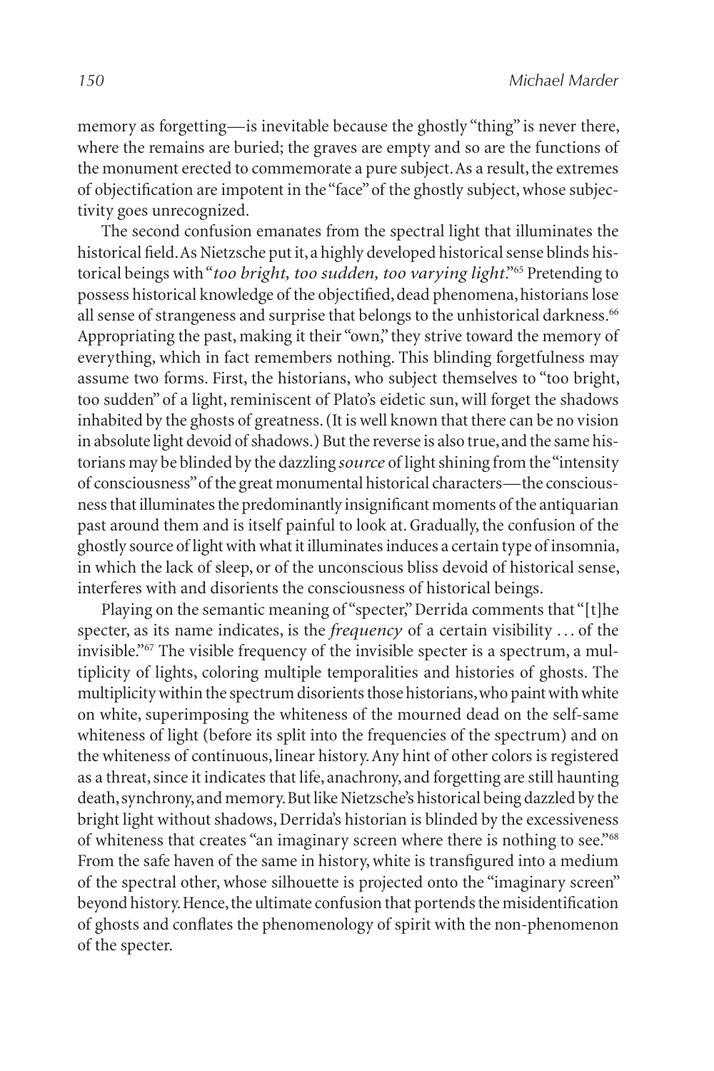memory as forgetting—is inevitable because the ghostly "thing" is never there, where the remains are buried; the graves are empty and so are the functions of the monument erected to commemorate a pure subject. As a result, the extremes of objectification are impotent in the "face" of the ghostly subject, whose subjectivity goes unrecognized.

The second confusion emanates from the spectral light that illuminates the historical field. As Nietzsche put it, a highly developed historical sense blinds historical beings with "*too bright, too sudden, too varying light*."[65] Pretending to possess historical knowledge of the objectified, dead phenomena, historians lose all sense of strangeness and surprise that belongs to the unhistorical darkness.[66] Appropriating the past, making it their "own," they strive toward the memory of everything, which in fact remembers nothing. This blinding forgetfulness may assume two forms. First, the historians, who subject themselves to "too bright, too sudden" of a light, reminiscent of Plato's eidetic sun, will forget the shadows inhabited by the ghosts of greatness. (It is well known that there can be no vision in absolute light devoid of shadows.) But the reverse is also true, and the same historians may be blinded by the dazzling *source* of light shining from the "intensity of consciousness" of the great monumental historical characters—the consciousness that illuminates the predominantly insignificant moments of the antiquarian past around them and is itself painful to look at. Gradually, the confusion of the ghostly source of light with what it illuminates induces a certain type of insomnia, in which the lack of sleep, or of the unconscious bliss devoid of historical sense, interferes with and disorients the consciousness of historical beings.

Playing on the semantic meaning of "specter," Derrida comments that "[t]he specter, as its name indicates, is the *frequency* of a certain visibility . . . of the invisible."[67] The visible frequency of the invisible specter is a spectrum, a multiplicity of lights, coloring multiple temporalities and histories of ghosts. The multiplicity within the spectrum disorients those historians, who paint with white on white, superimposing the whiteness of the mourned dead on the self-same whiteness of light (before its split into the frequencies of the spectrum) and on the whiteness of continuous, linear history. Any hint of other colors is registered as a threat, since it indicates that life, anachrony, and forgetting are still haunting death, synchrony, and memory. But like Nietzsche's historical being dazzled by the bright light without shadows, Derrida's historian is blinded by the excessiveness of whiteness that creates "an imaginary screen where there is nothing to see."[68] From the safe haven of the same in history, white is transfigured into a medium of the spectral other, whose silhouette is projected onto the "imaginary screen" beyond history. Hence, the ultimate confusion that portends the misidentification of ghosts and conflates the phenomenology of spirit with the non-phenomenon of the specter.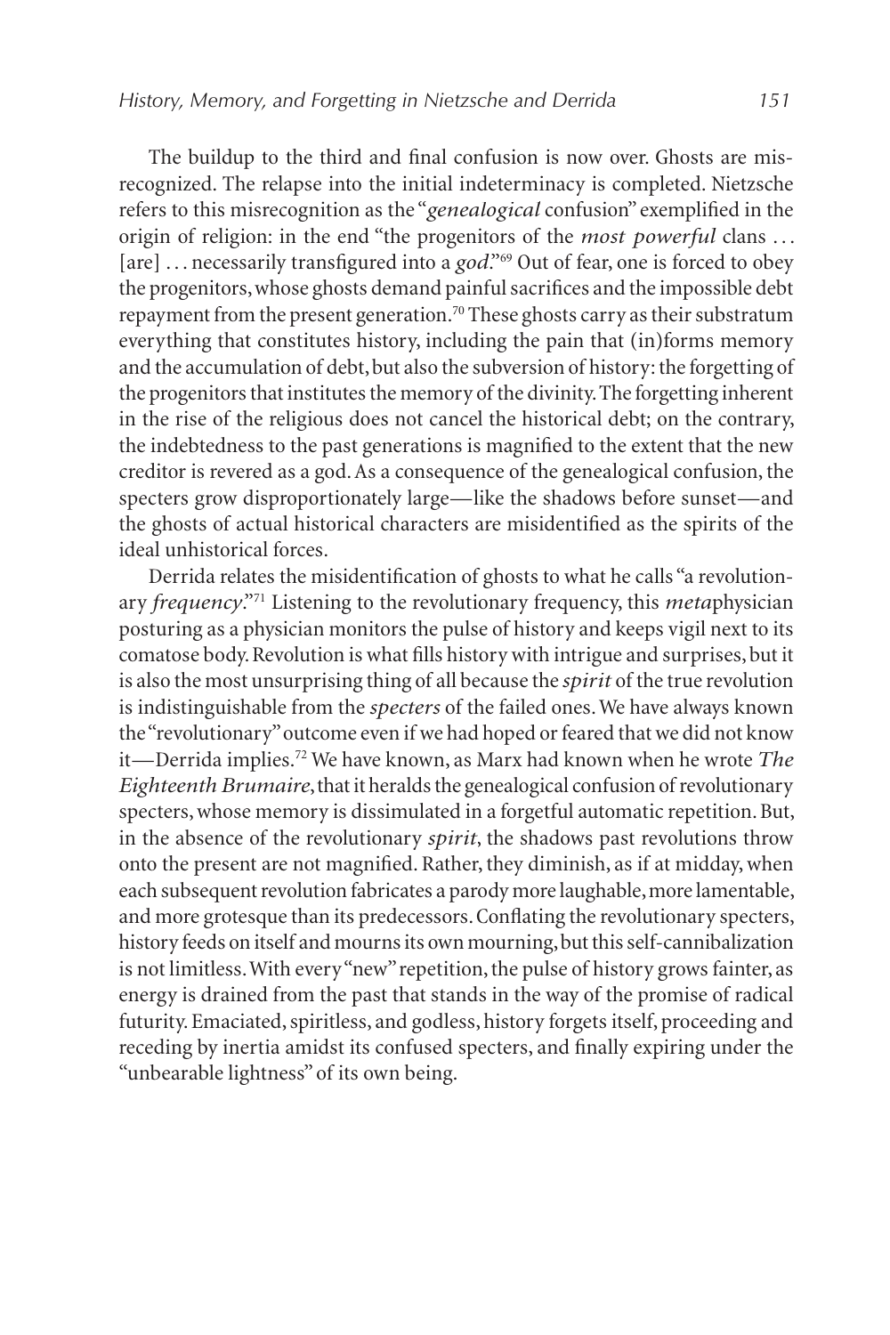The buildup to the third and final confusion is now over. Ghosts are misrecognized. The relapse into the initial indeterminacy is completed. Nietzsche refers to this misrecognition as the "*genealogical* confusion" exemplified in the origin of religion: in the end "the progenitors of the *most powerful* clans . . . [are] . . . necessarily transfigured into a *god*."[69] Out of fear, one is forced to obey the progenitors, whose ghosts demand painful sacrifices and the impossible debt repayment from the present generation.[70] These ghosts carry as their substratum everything that constitutes history, including the pain that (in)forms memory and the accumulation of debt, but also the subversion of history: the forgetting of the progenitors that institutes the memory of the divinity. The forgetting inherent in the rise of the religious does not cancel the historical debt; on the contrary, the indebtedness to the past generations is magnified to the extent that the new creditor is revered as a god. As a consequence of the genealogical confusion, the specters grow disproportionately large—like the shadows before sunset—and the ghosts of actual historical characters are misidentified as the spirits of the ideal unhistorical forces.

Derrida relates the misidentification of ghosts to what he calls "a revolutionary *frequency*."[71] Listening to the revolutionary frequency, this *meta*physician posturing as a physician monitors the pulse of history and keeps vigil next to its comatose body. Revolution is what fills history with intrigue and surprises, but it is also the most unsurprising thing of all because the *spirit* of the true revolution is indistinguishable from the *specters* of the failed ones. We have always known the "revolutionary" outcome even if we had hoped or feared that we did not know it—Derrida implies.[72] We have known, as Marx had known when he wrote *The Eighteenth Brumaire*, that it heralds the genealogical confusion of revolutionary specters, whose memory is dissimulated in a forgetful automatic repetition. But, in the absence of the revolutionary *spirit*, the shadows past revolutions throw onto the present are not magnified. Rather, they diminish, as if at midday, when each subsequent revolution fabricates a parody more laughable, more lamentable, and more grotesque than its predecessors. Conflating the revolutionary specters, history feeds on itself and mourns its own mourning, but this self-cannibalization is not limitless. With every "new" repetition, the pulse of history grows fainter, as energy is drained from the past that stands in the way of the promise of radical futurity. Emaciated, spiritless, and godless, history forgets itself, proceeding and receding by inertia amidst its confused specters, and finally expiring under the "unbearable lightness" of its own being.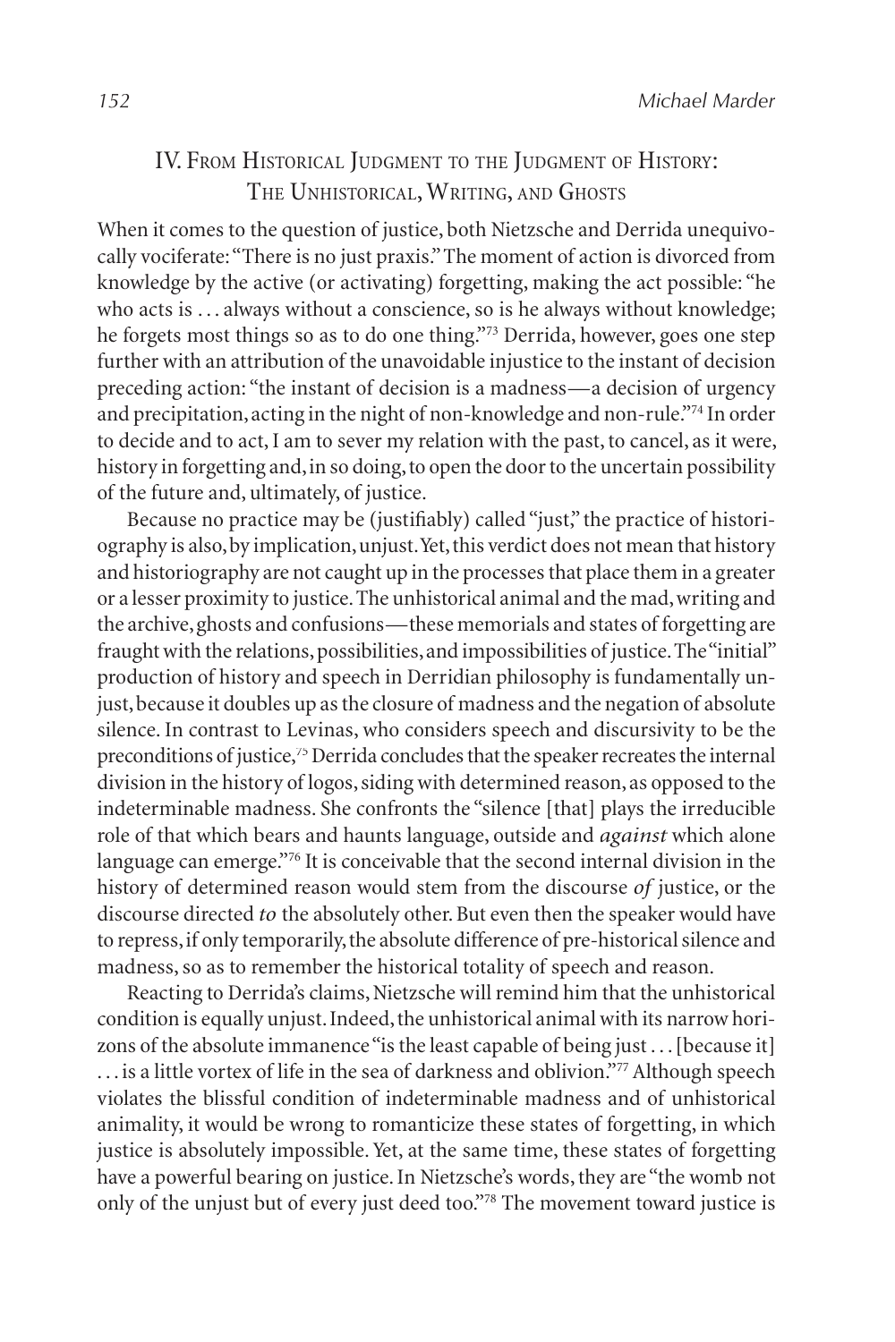## IV. From Historical Judgment to the Judgment of History: The Unhistorical, Writing, and Ghosts

When it comes to the question of justice, both Nietzsche and Derrida unequivocally vociferate: "There is no just praxis." The moment of action is divorced from knowledge by the active (or activating) forgetting, making the act possible: "he who acts is . . . always without a conscience, so is he always without knowledge; he forgets most things so as to do one thing."[73] Derrida, however, goes one step further with an attribution of the unavoidable injustice to the instant of decision preceding action: "the instant of decision is a madness—a decision of urgency and precipitation, acting in the night of non-knowledge and non-rule."[74] In order to decide and to act, I am to sever my relation with the past, to cancel, as it were, history in forgetting and, in so doing, to open the door to the uncertain possibility of the future and, ultimately, of justice.

Because no practice may be (justifiably) called "just," the practice of historiography is also, by implication, unjust. Yet, this verdict does not mean that history and historiography are not caught up in the processes that place them in a greater or a lesser proximity to justice. The unhistorical animal and the mad, writing and the archive, ghosts and confusions—these memorials and states of forgetting are fraught with the relations, possibilities, and impossibilities of justice. The "initial" production of history and speech in Derridian philosophy is fundamentally unjust, because it doubles up as the closure of madness and the negation of absolute silence. In contrast to Levinas, who considers speech and discursivity to be the preconditions of justice,[75] Derrida concludes that the speaker recreates the internal division in the history of logos, siding with determined reason, as opposed to the indeterminable madness. She confronts the "silence [that] plays the irreducible role of that which bears and haunts language, outside and *against* which alone language can emerge."[76] It is conceivable that the second internal division in the history of determined reason would stem from the discourse *of* justice, or the discourse directed *to* the absolutely other. But even then the speaker would have to repress, if only temporarily, the absolute difference of pre-historical silence and madness, so as to remember the historical totality of speech and reason.

Reacting to Derrida's claims, Nietzsche will remind him that the unhistorical condition is equally unjust. Indeed, the unhistorical animal with its narrow horizons of the absolute immanence "is the least capable of being just . . . [because it] . . . is a little vortex of life in the sea of darkness and oblivion."[77] Although speech violates the blissful condition of indeterminable madness and of unhistorical animality, it would be wrong to romanticize these states of forgetting, in which justice is absolutely impossible. Yet, at the same time, these states of forgetting have a powerful bearing on justice. In Nietzsche's words, they are "the womb not only of the unjust but of every just deed too."[78] The movement toward justice is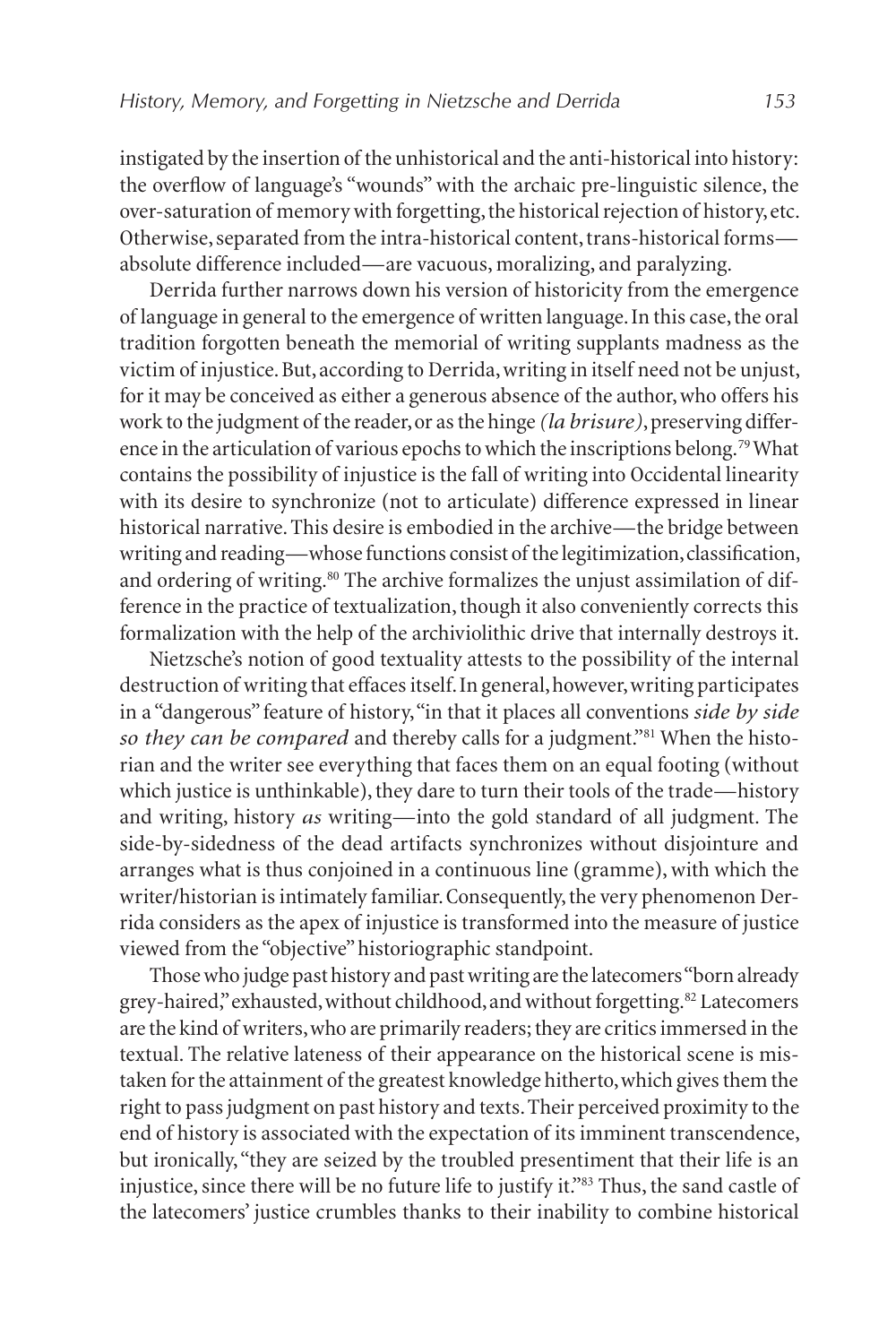instigated by the insertion of the unhistorical and the anti-historical into history: the overflow of language's "wounds" with the archaic pre-linguistic silence, the over-saturation of memory with forgetting, the historical rejection of history, etc. Otherwise, separated from the intra-historical content, trans-historical forms—absolute difference included—are vacuous, moralizing, and paralyzing.

Derrida further narrows down his version of historicity from the emergence of language in general to the emergence of written language. In this case, the oral tradition forgotten beneath the memorial of writing supplants madness as the victim of injustice. But, according to Derrida, writing in itself need not be unjust, for it may be conceived as either a generous absence of the author, who offers his work to the judgment of the reader, or as the hinge *(la brisure)*, preserving difference in the articulation of various epochs to which the inscriptions belong.[79] What contains the possibility of injustice is the fall of writing into Occidental linearity with its desire to synchronize (not to articulate) difference expressed in linear historical narrative. This desire is embodied in the archive—the bridge between writing and reading—whose functions consist of the legitimization, classification, and ordering of writing.[80] The archive formalizes the unjust assimilation of difference in the practice of textualization, though it also conveniently corrects this formalization with the help of the archiviolithic drive that internally destroys it.

Nietzsche's notion of good textuality attests to the possibility of the internal destruction of writing that effaces itself. In general, however, writing participates in a "dangerous" feature of history, "in that it places all conventions *side by side so they can be compared* and thereby calls for a judgment."[81] When the historian and the writer see everything that faces them on an equal footing (without which justice is unthinkable), they dare to turn their tools of the trade—history and writing, history *as* writing—into the gold standard of all judgment. The side-by-sidedness of the dead artifacts synchronizes without disjointure and arranges what is thus conjoined in a continuous line (gramme), with which the writer/historian is intimately familiar. Consequently, the very phenomenon Derrida considers as the apex of injustice is transformed into the measure of justice viewed from the "objective" historiographic standpoint.

Those who judge past history and past writing are the latecomers "born already grey-haired," exhausted, without childhood, and without forgetting.[82] Latecomers are the kind of writers, who are primarily readers; they are critics immersed in the textual. The relative lateness of their appearance on the historical scene is mistaken for the attainment of the greatest knowledge hitherto, which gives them the right to pass judgment on past history and texts. Their perceived proximity to the end of history is associated with the expectation of its imminent transcendence, but ironically, "they are seized by the troubled presentiment that their life is an injustice, since there will be no future life to justify it."[83] Thus, the sand castle of the latecomers' justice crumbles thanks to their inability to combine historical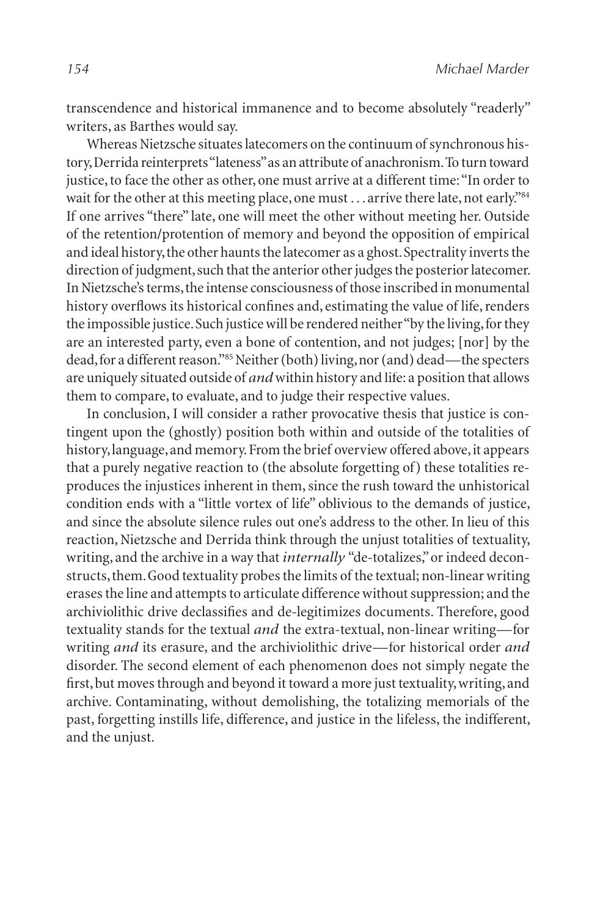transcendence and historical immanence and to become absolutely "readerly" writers, as Barthes would say.

Whereas Nietzsche situates latecomers on the continuum of synchronous history, Derrida reinterprets "lateness" as an attribute of anachronism. To turn toward justice, to face the other as other, one must arrive at a different time: "In order to wait for the other at this meeting place, one must . . . arrive there late, not early."[84] If one arrives "there" late, one will meet the other without meeting her. Outside of the retention/protention of memory and beyond the opposition of empirical and ideal history, the other haunts the latecomer as a ghost. Spectrality inverts the direction of judgment, such that the anterior other judges the posterior latecomer. In Nietzsche's terms, the intense consciousness of those inscribed in monumental history overflows its historical confines and, estimating the value of life, renders the impossible justice. Such justice will be rendered neither "by the living, for they are an interested party, even a bone of contention, and not judges; [nor] by the dead, for a different reason."[85] Neither (both) living, nor (and) dead—the specters are uniquely situated outside of *and* within history and life: a position that allows them to compare, to evaluate, and to judge their respective values.

In conclusion, I will consider a rather provocative thesis that justice is contingent upon the (ghostly) position both within and outside of the totalities of history, language, and memory. From the brief overview offered above, it appears that a purely negative reaction to (the absolute forgetting of) these totalities reproduces the injustices inherent in them, since the rush toward the unhistorical condition ends with a "little vortex of life" oblivious to the demands of justice, and since the absolute silence rules out one's address to the other. In lieu of this reaction, Nietzsche and Derrida think through the unjust totalities of textuality, writing, and the archive in a way that *internally* "de-totalizes," or indeed deconstructs, them. Good textuality probes the limits of the textual; non-linear writing erases the line and attempts to articulate difference without suppression; and the archiviolithic drive declassifies and de-legitimizes documents. Therefore, good textuality stands for the textual *and* the extra-textual, non-linear writing—for writing *and* its erasure, and the archiviolithic drive—for historical order *and* disorder. The second element of each phenomenon does not simply negate the first, but moves through and beyond it toward a more just textuality, writing, and archive. Contaminating, without demolishing, the totalizing memorials of the past, forgetting instills life, difference, and justice in the lifeless, the indifferent, and the unjust.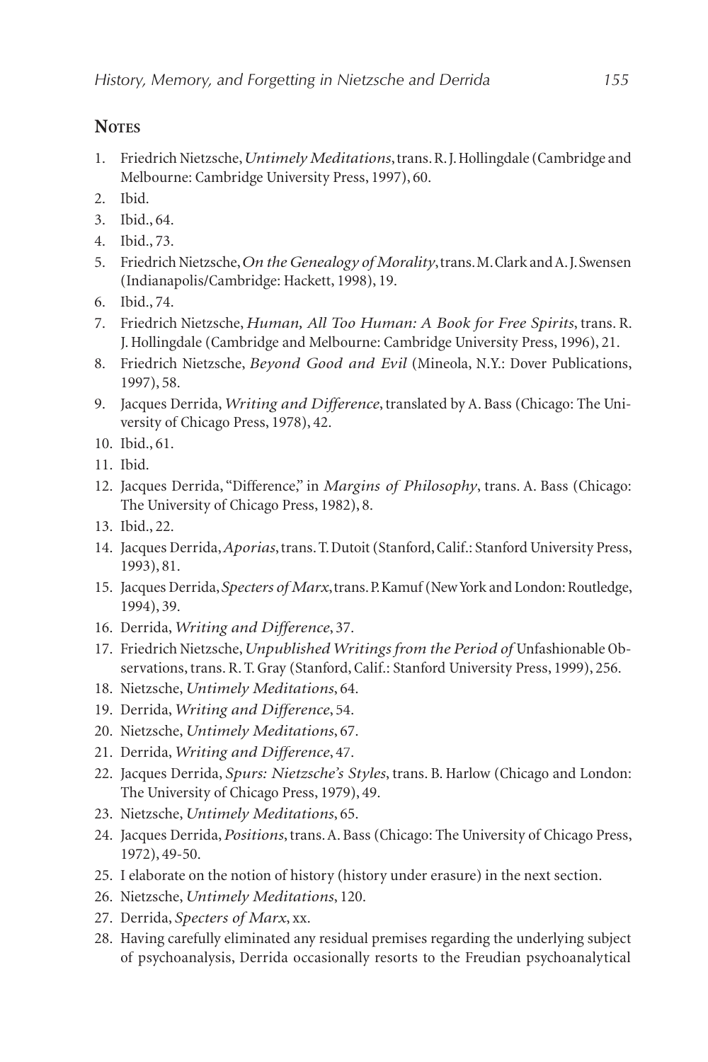## Notes

1. Friedrich Nietzsche, *Untimely Meditations*, trans. R. J. Hollingdale (Cambridge and Melbourne: Cambridge University Press, 1997), 60.
2. Ibid.
3. Ibid., 64.
4. Ibid., 73.
5. Friedrich Nietzsche, *On the Genealogy of Morality*, trans. M. Clark and A. J. Swensen (Indianapolis/Cambridge: Hackett, 1998), 19.
6. Ibid., 74.
7. Friedrich Nietzsche, *Human, All Too Human: A Book for Free Spirits*, trans. R. J. Hollingdale (Cambridge and Melbourne: Cambridge University Press, 1996), 21.
8. Friedrich Nietzsche, *Beyond Good and Evil* (Mineola, N.Y.: Dover Publications, 1997), 58.
9. Jacques Derrida, *Writing and Difference*, translated by A. Bass (Chicago: The University of Chicago Press, 1978), 42.
10. Ibid., 61.
11. Ibid.
12. Jacques Derrida, "Difference," in *Margins of Philosophy*, trans. A. Bass (Chicago: The University of Chicago Press, 1982), 8.
13. Ibid., 22.
14. Jacques Derrida, *Aporias*, trans. T. Dutoit (Stanford, Calif.: Stanford University Press, 1993), 81.
15. Jacques Derrida, *Specters of Marx*, trans. P. Kamuf (New York and London: Routledge, 1994), 39.
16. Derrida, *Writing and Difference*, 37.
17. Friedrich Nietzsche, *Unpublished Writings from the Period of* Unfashionable Observations, trans. R. T. Gray (Stanford, Calif.: Stanford University Press, 1999), 256.
18. Nietzsche, *Untimely Meditations*, 64.
19. Derrida, *Writing and Difference*, 54.
20. Nietzsche, *Untimely Meditations*, 67.
21. Derrida, *Writing and Difference*, 47.
22. Jacques Derrida, *Spurs: Nietzsche's Styles*, trans. B. Harlow (Chicago and London: The University of Chicago Press, 1979), 49.
23. Nietzsche, *Untimely Meditations*, 65.
24. Jacques Derrida, *Positions*, trans. A. Bass (Chicago: The University of Chicago Press, 1972), 49-50.
25. I elaborate on the notion of history (history under erasure) in the next section.
26. Nietzsche, *Untimely Meditations*, 120.
27. Derrida, *Specters of Marx*, xx.
28. Having carefully eliminated any residual premises regarding the underlying subject of psychoanalysis, Derrida occasionally resorts to the Freudian psychoanalytical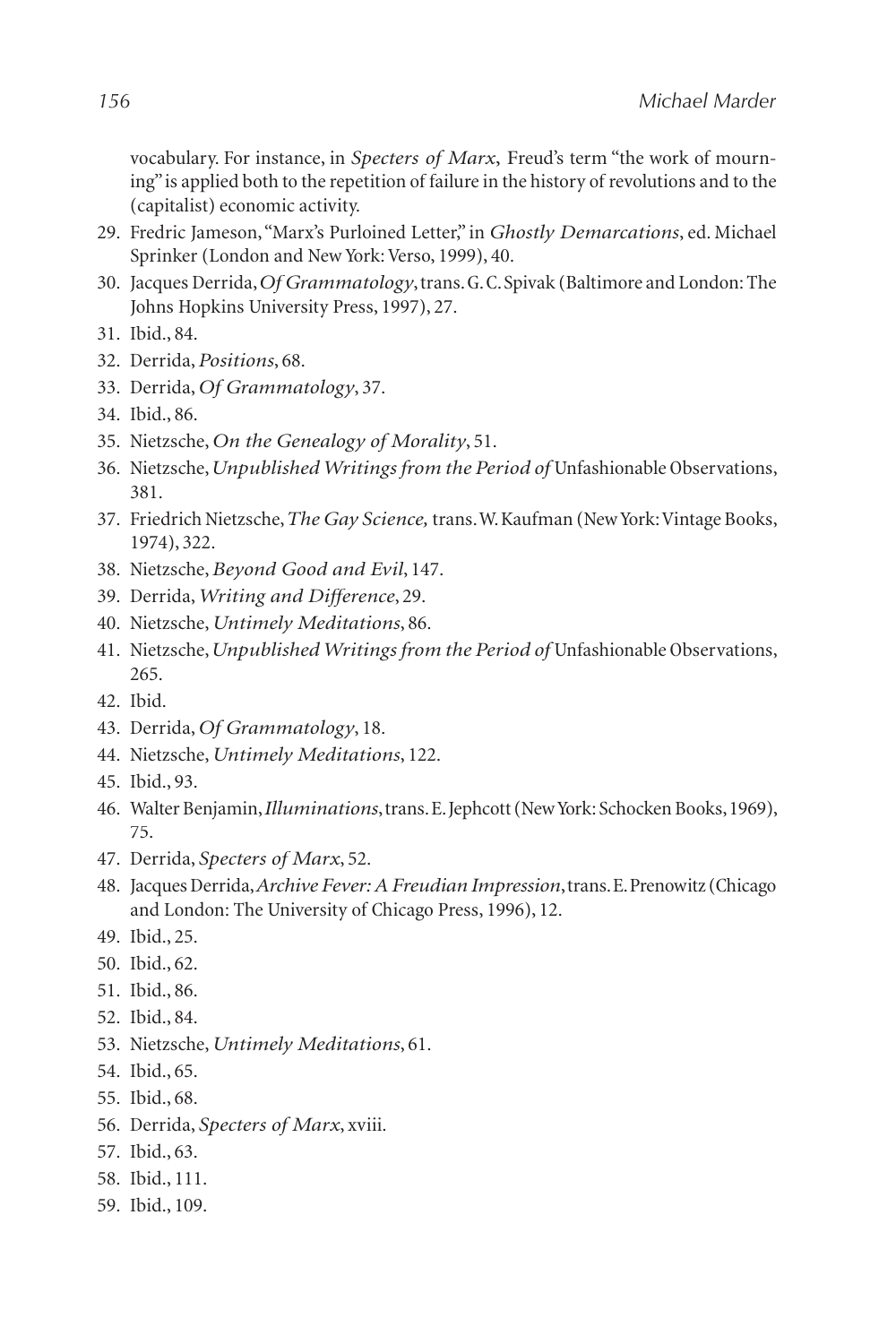vocabulary. For instance, in *Specters of Marx*, Freud's term "the work of mourning" is applied both to the repetition of failure in the history of revolutions and to the (capitalist) economic activity.

29. Fredric Jameson, "Marx's Purloined Letter," in *Ghostly Demarcations*, ed. Michael Sprinker (London and New York: Verso, 1999), 40.
30. Jacques Derrida, *Of Grammatology*, trans. G. C. Spivak (Baltimore and London: The Johns Hopkins University Press, 1997), 27.
31. Ibid., 84.
32. Derrida, *Positions*, 68.
33. Derrida, *Of Grammatology*, 37.
34. Ibid., 86.
35. Nietzsche, *On the Genealogy of Morality*, 51.
36. Nietzsche, *Unpublished Writings from the Period of* Unfashionable Observations, 381.
37. Friedrich Nietzsche, *The Gay Science,* trans. W. Kaufman (New York: Vintage Books, 1974), 322.
38. Nietzsche, *Beyond Good and Evil*, 147.
39. Derrida, *Writing and Difference*, 29.
40. Nietzsche, *Untimely Meditations*, 86.
41. Nietzsche, *Unpublished Writings from the Period of* Unfashionable Observations, 265.
42. Ibid.
43. Derrida, *Of Grammatology*, 18.
44. Nietzsche, *Untimely Meditations*, 122.
45. Ibid., 93.
46. Walter Benjamin, *Illuminations*, trans. E. Jephcott (New York: Schocken Books, 1969), 75.
47. Derrida, *Specters of Marx*, 52.
48. Jacques Derrida, *Archive Fever: A Freudian Impression*, trans. E. Prenowitz (Chicago and London: The University of Chicago Press, 1996), 12.
49. Ibid., 25.
50. Ibid., 62.
51. Ibid., 86.
52. Ibid., 84.
53. Nietzsche, *Untimely Meditations*, 61.
54. Ibid., 65.
55. Ibid., 68.
56. Derrida, *Specters of Marx*, xviii.
57. Ibid., 63.
58. Ibid., 111.
59. Ibid., 109.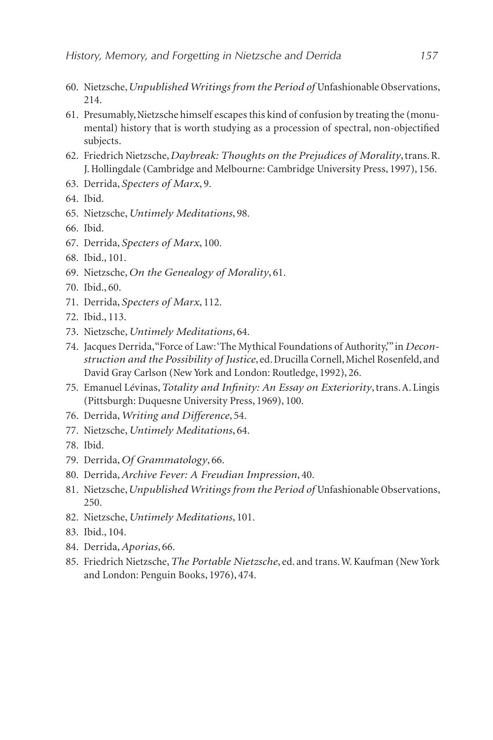60. Nietzsche, *Unpublished Writings from the Period of* Unfashionable Observations, 214.
61. Presumably, Nietzsche himself escapes this kind of confusion by treating the (monumental) history that is worth studying as a procession of spectral, non-objectified subjects.
62. Friedrich Nietzsche, *Daybreak: Thoughts on the Prejudices of Morality*, trans. R. J. Hollingdale (Cambridge and Melbourne: Cambridge University Press, 1997), 156.
63. Derrida, *Specters of Marx*, 9.
64. Ibid.
65. Nietzsche, *Untimely Meditations*, 98.
66. Ibid.
67. Derrida, *Specters of Marx*, 100.
68. Ibid., 101.
69. Nietzsche, *On the Genealogy of Morality*, 61.
70. Ibid., 60.
71. Derrida, *Specters of Marx*, 112.
72. Ibid., 113.
73. Nietzsche, *Untimely Meditations*, 64.
74. Jacques Derrida, "Force of Law: 'The Mythical Foundations of Authority,'" in *Deconstruction and the Possibility of Justice*, ed. Drucilla Cornell, Michel Rosenfeld, and David Gray Carlson (New York and London: Routledge, 1992), 26.
75. Emanuel Lévinas, *Totality and Infinity: An Essay on Exteriority*, trans. A. Lingis (Pittsburgh: Duquesne University Press, 1969), 100.
76. Derrida, *Writing and Difference*, 54.
77. Nietzsche, *Untimely Meditations*, 64.
78. Ibid.
79. Derrida, *Of Grammatology*, 66.
80. Derrida, *Archive Fever: A Freudian Impression*, 40.
81. Nietzsche, *Unpublished Writings from the Period of* Unfashionable Observations, 250.
82. Nietzsche, *Untimely Meditations*, 101.
83. Ibid., 104.
84. Derrida, *Aporias*, 66.
85. Friedrich Nietzsche, *The Portable Nietzsche*, ed. and trans. W. Kaufman (New York and London: Penguin Books, 1976), 474.